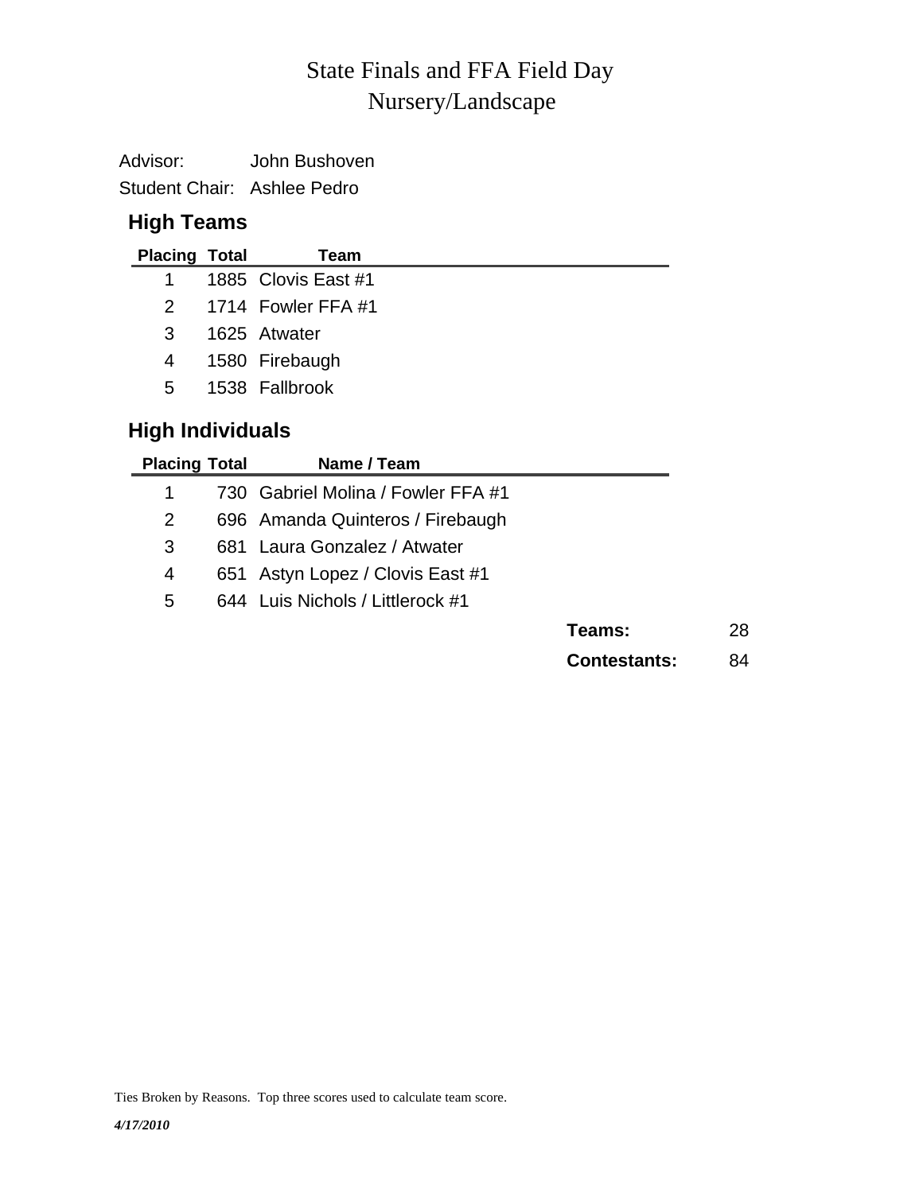# State Finals and FFA Field Day
## Nursery/Landscape

Advisor: John Bushoven

Student Chair: Ashlee Pedro

### High Teams

| Placing | Total | Team |
|---|---|---|
| 1 | 1885 | Clovis East #1 |
| 2 | 1714 | Fowler FFA #1 |
| 3 | 1625 | Atwater |
| 4 | 1580 | Firebaugh |
| 5 | 1538 | Fallbrook |

### High Individuals

| Placing | Total | Name / Team |
|---|---|---|
| 1 | 730 | Gabriel Molina / Fowler FFA #1 |
| 2 | 696 | Amanda Quinteros / Firebaugh |
| 3 | 681 | Laura Gonzalez / Atwater |
| 4 | 651 | Astyn Lopez / Clovis East #1 |
| 5 | 644 | Luis Nichols / Littlerock #1 |

**Teams:** 28

**Contestants:** 84

Ties Broken by Reasons. Top three scores used to calculate team score.

*4/17/2010*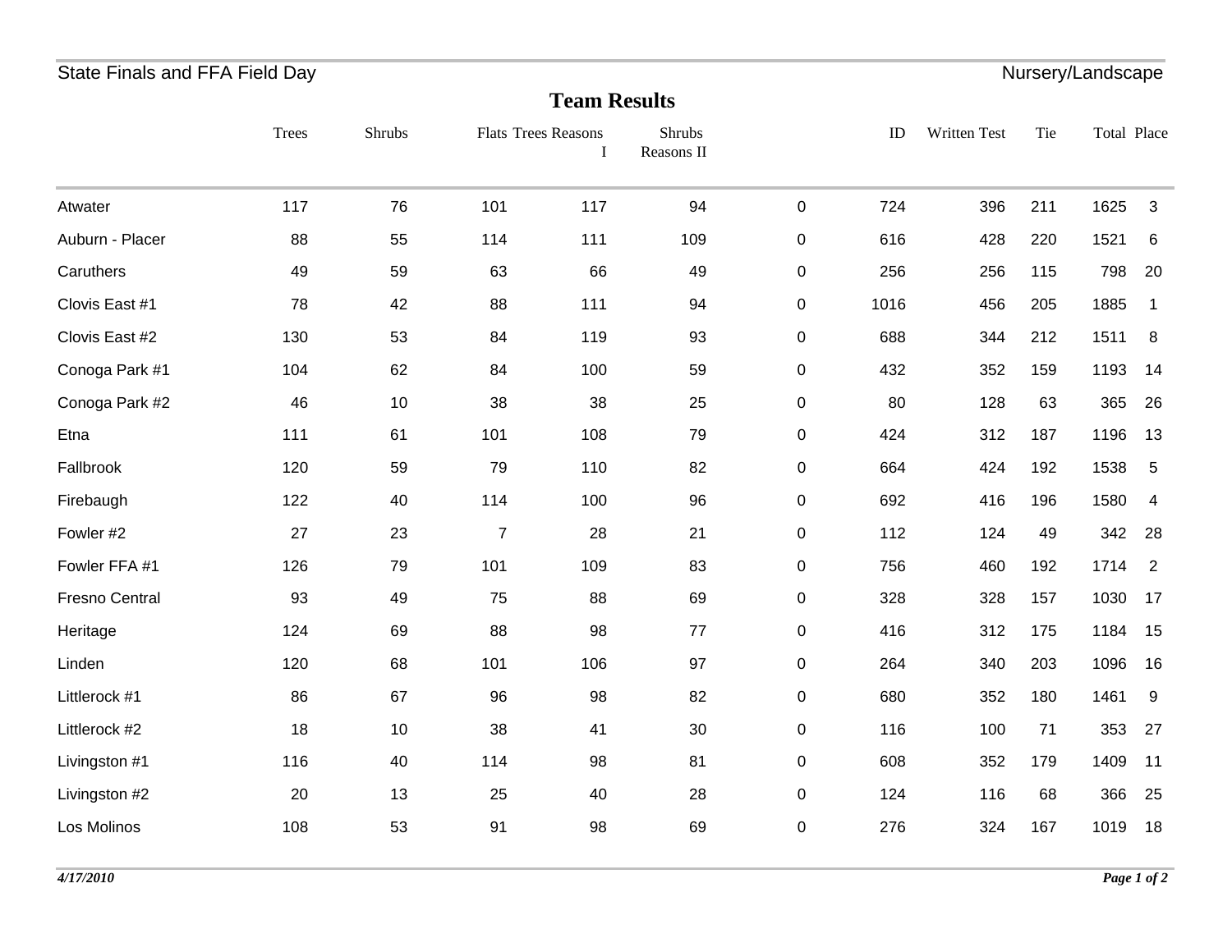## Team Results

| | Trees | Shrubs | Flats | Trees Reasons I | Shrubs Reasons II | | ID | Written Test | Tie | Total | Place |
|---|---|---|---|---|---|---|---|---|---|---|---|
| Atwater | 117 | 76 | 101 | 117 | 94 | 0 | 724 | 396 | 211 | 1625 | 3 |
| Auburn - Placer | 88 | 55 | 114 | 111 | 109 | 0 | 616 | 428 | 220 | 1521 | 6 |
| Caruthers | 49 | 59 | 63 | 66 | 49 | 0 | 256 | 256 | 115 | 798 | 20 |
| Clovis East #1 | 78 | 42 | 88 | 111 | 94 | 0 | 1016 | 456 | 205 | 1885 | 1 |
| Clovis East #2 | 130 | 53 | 84 | 119 | 93 | 0 | 688 | 344 | 212 | 1511 | 8 |
| Conoga Park #1 | 104 | 62 | 84 | 100 | 59 | 0 | 432 | 352 | 159 | 1193 | 14 |
| Conoga Park #2 | 46 | 10 | 38 | 38 | 25 | 0 | 80 | 128 | 63 | 365 | 26 |
| Etna | 111 | 61 | 101 | 108 | 79 | 0 | 424 | 312 | 187 | 1196 | 13 |
| Fallbrook | 120 | 59 | 79 | 110 | 82 | 0 | 664 | 424 | 192 | 1538 | 5 |
| Firebaugh | 122 | 40 | 114 | 100 | 96 | 0 | 692 | 416 | 196 | 1580 | 4 |
| Fowler #2 | 27 | 23 | 7 | 28 | 21 | 0 | 112 | 124 | 49 | 342 | 28 |
| Fowler FFA #1 | 126 | 79 | 101 | 109 | 83 | 0 | 756 | 460 | 192 | 1714 | 2 |
| Fresno Central | 93 | 49 | 75 | 88 | 69 | 0 | 328 | 328 | 157 | 1030 | 17 |
| Heritage | 124 | 69 | 88 | 98 | 77 | 0 | 416 | 312 | 175 | 1184 | 15 |
| Linden | 120 | 68 | 101 | 106 | 97 | 0 | 264 | 340 | 203 | 1096 | 16 |
| Littlerock #1 | 86 | 67 | 96 | 98 | 82 | 0 | 680 | 352 | 180 | 1461 | 9 |
| Littlerock #2 | 18 | 10 | 38 | 41 | 30 | 0 | 116 | 100 | 71 | 353 | 27 |
| Livingston #1 | 116 | 40 | 114 | 98 | 81 | 0 | 608 | 352 | 179 | 1409 | 11 |
| Livingston #2 | 20 | 13 | 25 | 40 | 28 | 0 | 124 | 116 | 68 | 366 | 25 |
| Los Molinos | 108 | 53 | 91 | 98 | 69 | 0 | 276 | 324 | 167 | 1019 | 18 |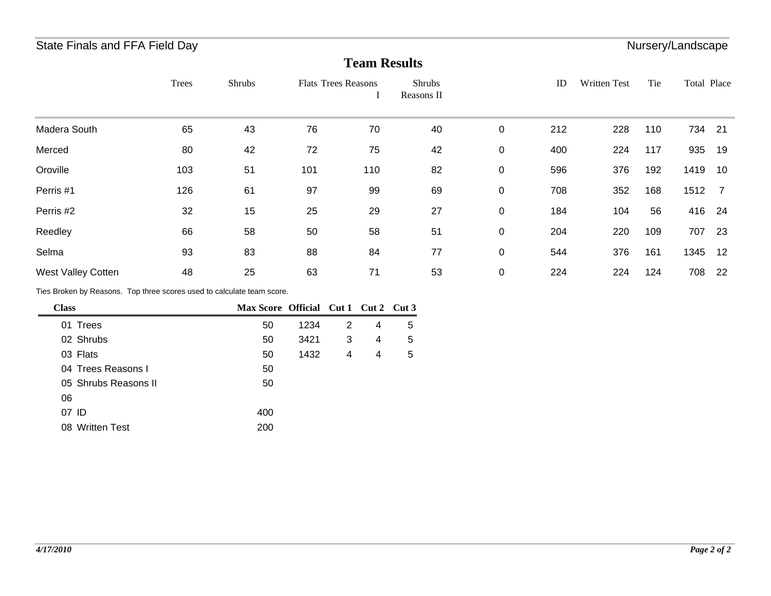## Team Results

| | Trees | Shrubs | Flats | Trees Reasons I | Shrubs Reasons II | | ID | Written Test | Tie | Total | Place |
|---|---|---|---|---|---|---|---|---|---|---|---|
| Madera South | 65 | 43 | 76 | 70 | 40 | 0 | 212 | 228 | 110 | 734 | 21 |
| Merced | 80 | 42 | 72 | 75 | 42 | 0 | 400 | 224 | 117 | 935 | 19 |
| Oroville | 103 | 51 | 101 | 110 | 82 | 0 | 596 | 376 | 192 | 1419 | 10 |
| Perris #1 | 126 | 61 | 97 | 99 | 69 | 0 | 708 | 352 | 168 | 1512 | 7 |
| Perris #2 | 32 | 15 | 25 | 29 | 27 | 0 | 184 | 104 | 56 | 416 | 24 |
| Reedley | 66 | 58 | 50 | 58 | 51 | 0 | 204 | 220 | 109 | 707 | 23 |
| Selma | 93 | 83 | 88 | 84 | 77 | 0 | 544 | 376 | 161 | 1345 | 12 |
| West Valley Cotten | 48 | 25 | 63 | 71 | 53 | 0 | 224 | 224 | 124 | 708 | 22 |

Ties Broken by Reasons. Top three scores used to calculate team score.

| Class | Max Score | Official | Cut 1 | Cut 2 | Cut 3 |
|---|---|---|---|---|---|
| 01 Trees | 50 | 1234 | 2 | 4 | 5 |
| 02 Shrubs | 50 | 3421 | 3 | 4 | 5 |
| 03 Flats | 50 | 1432 | 4 | 4 | 5 |
| 04 Trees Reasons I | 50 | | | | |
| 05 Shrubs Reasons II | 50 | | | | |
| 06 | | | | | |
| 07 ID | 400 | | | | |
| 08 Written Test | 200 | | | | |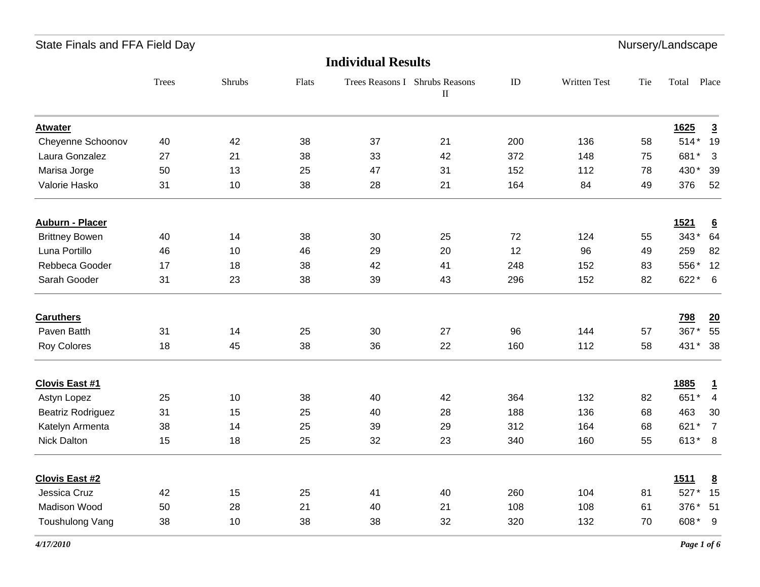State Finals and FFA Field Day

Nursery/Landscape

## Individual Results

| | Trees | Shrubs | Flats | Trees Reasons I | Shrubs Reasons II | ID | Written Test | Tie | Total | Place |
|---|---|---|---|---|---|---|---|---|---|---|
| **Atwater** | | | | | | | | | **1625** | **3** |
| Cheyenne Schoonov | 40 | 42 | 38 | 37 | 21 | 200 | 136 | 58 | 514 * | 19 |
| Laura Gonzalez | 27 | 21 | 38 | 33 | 42 | 372 | 148 | 75 | 681 * | 3 |
| Marisa Jorge | 50 | 13 | 25 | 47 | 31 | 152 | 112 | 78 | 430 * | 39 |
| Valorie Hasko | 31 | 10 | 38 | 28 | 21 | 164 | 84 | 49 | 376 | 52 |
| **Auburn - Placer** | | | | | | | | | **1521** | **6** |
| Brittney Bowen | 40 | 14 | 38 | 30 | 25 | 72 | 124 | 55 | 343 * | 64 |
| Luna Portillo | 46 | 10 | 46 | 29 | 20 | 12 | 96 | 49 | 259 | 82 |
| Rebbeca Gooder | 17 | 18 | 38 | 42 | 41 | 248 | 152 | 83 | 556 * | 12 |
| Sarah Gooder | 31 | 23 | 38 | 39 | 43 | 296 | 152 | 82 | 622 * | 6 |
| **Caruthers** | | | | | | | | | **798** | **20** |
| Paven Batth | 31 | 14 | 25 | 30 | 27 | 96 | 144 | 57 | 367 * | 55 |
| Roy Colores | 18 | 45 | 38 | 36 | 22 | 160 | 112 | 58 | 431 * | 38 |
| **Clovis East #1** | | | | | | | | | **1885** | **1** |
| Astyn Lopez | 25 | 10 | 38 | 40 | 42 | 364 | 132 | 82 | 651 * | 4 |
| Beatriz Rodriguez | 31 | 15 | 25 | 40 | 28 | 188 | 136 | 68 | 463 | 30 |
| Katelyn Armenta | 38 | 14 | 25 | 39 | 29 | 312 | 164 | 68 | 621 * | 7 |
| Nick Dalton | 15 | 18 | 25 | 32 | 23 | 340 | 160 | 55 | 613 * | 8 |
| **Clovis East #2** | | | | | | | | | **1511** | **8** |
| Jessica Cruz | 42 | 15 | 25 | 41 | 40 | 260 | 104 | 81 | 527 * | 15 |
| Madison Wood | 50 | 28 | 21 | 40 | 21 | 108 | 108 | 61 | 376 * | 51 |
| Toushulong Vang | 38 | 10 | 38 | 38 | 32 | 320 | 132 | 70 | 608 * | 9 |

*4/17/2010*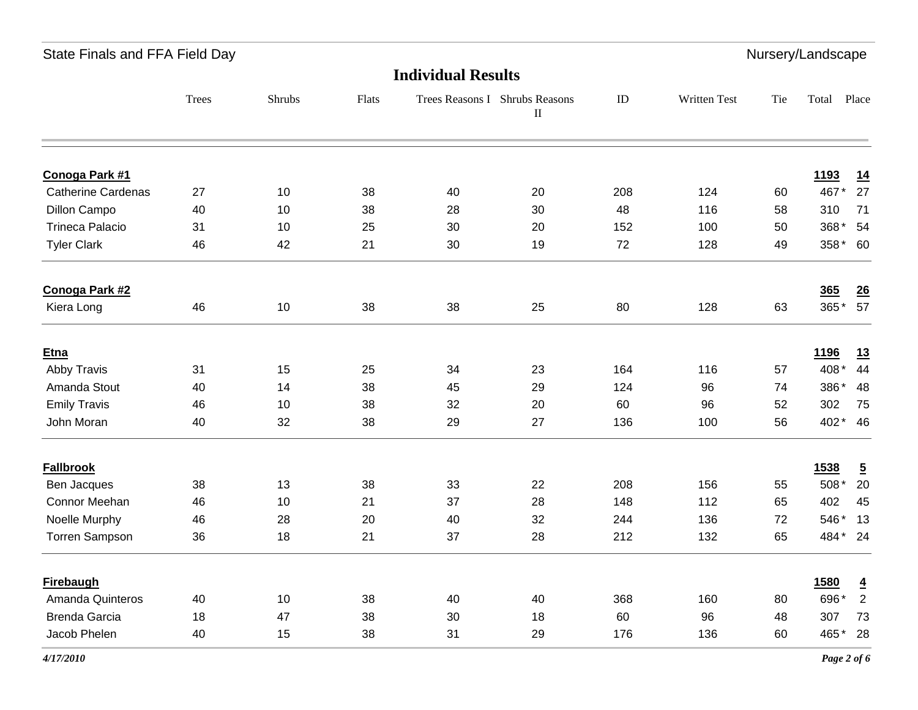## Individual Results

| | Trees | Shrubs | Flats | Trees Reasons I | Shrubs Reasons II | ID | Written Test | Tie | Total | Place |
|---|---|---|---|---|---|---|---|---|---|---|
| **Conoga Park #1** | | | | | | | | | **1193** | **14** |
| Catherine Cardenas | 27 | 10 | 38 | 40 | 20 | 208 | 124 | 60 | 467 * | 27 |
| Dillon Campo | 40 | 10 | 38 | 28 | 30 | 48 | 116 | 58 | 310 | 71 |
| Trineca Palacio | 31 | 10 | 25 | 30 | 20 | 152 | 100 | 50 | 368 * | 54 |
| Tyler Clark | 46 | 42 | 21 | 30 | 19 | 72 | 128 | 49 | 358 * | 60 |
| **Conoga Park #2** | | | | | | | | | **365** | **26** |
| Kiera Long | 46 | 10 | 38 | 38 | 25 | 80 | 128 | 63 | 365 * | 57 |
| **Etna** | | | | | | | | | **1196** | **13** |
| Abby Travis | 31 | 15 | 25 | 34 | 23 | 164 | 116 | 57 | 408 * | 44 |
| Amanda Stout | 40 | 14 | 38 | 45 | 29 | 124 | 96 | 74 | 386 * | 48 |
| Emily Travis | 46 | 10 | 38 | 32 | 20 | 60 | 96 | 52 | 302 | 75 |
| John Moran | 40 | 32 | 38 | 29 | 27 | 136 | 100 | 56 | 402 * | 46 |
| **Fallbrook** | | | | | | | | | **1538** | **5** |
| Ben Jacques | 38 | 13 | 38 | 33 | 22 | 208 | 156 | 55 | 508 * | 20 |
| Connor Meehan | 46 | 10 | 21 | 37 | 28 | 148 | 112 | 65 | 402 | 45 |
| Noelle Murphy | 46 | 28 | 20 | 40 | 32 | 244 | 136 | 72 | 546 * | 13 |
| Torren Sampson | 36 | 18 | 21 | 37 | 28 | 212 | 132 | 65 | 484 * | 24 |
| **Firebaugh** | | | | | | | | | **1580** | **4** |
| Amanda Quinteros | 40 | 10 | 38 | 40 | 40 | 368 | 160 | 80 | 696 * | 2 |
| Brenda Garcia | 18 | 47 | 38 | 30 | 18 | 60 | 96 | 48 | 307 | 73 |
| Jacob Phelen | 40 | 15 | 38 | 31 | 29 | 176 | 136 | 60 | 465 * | 28 |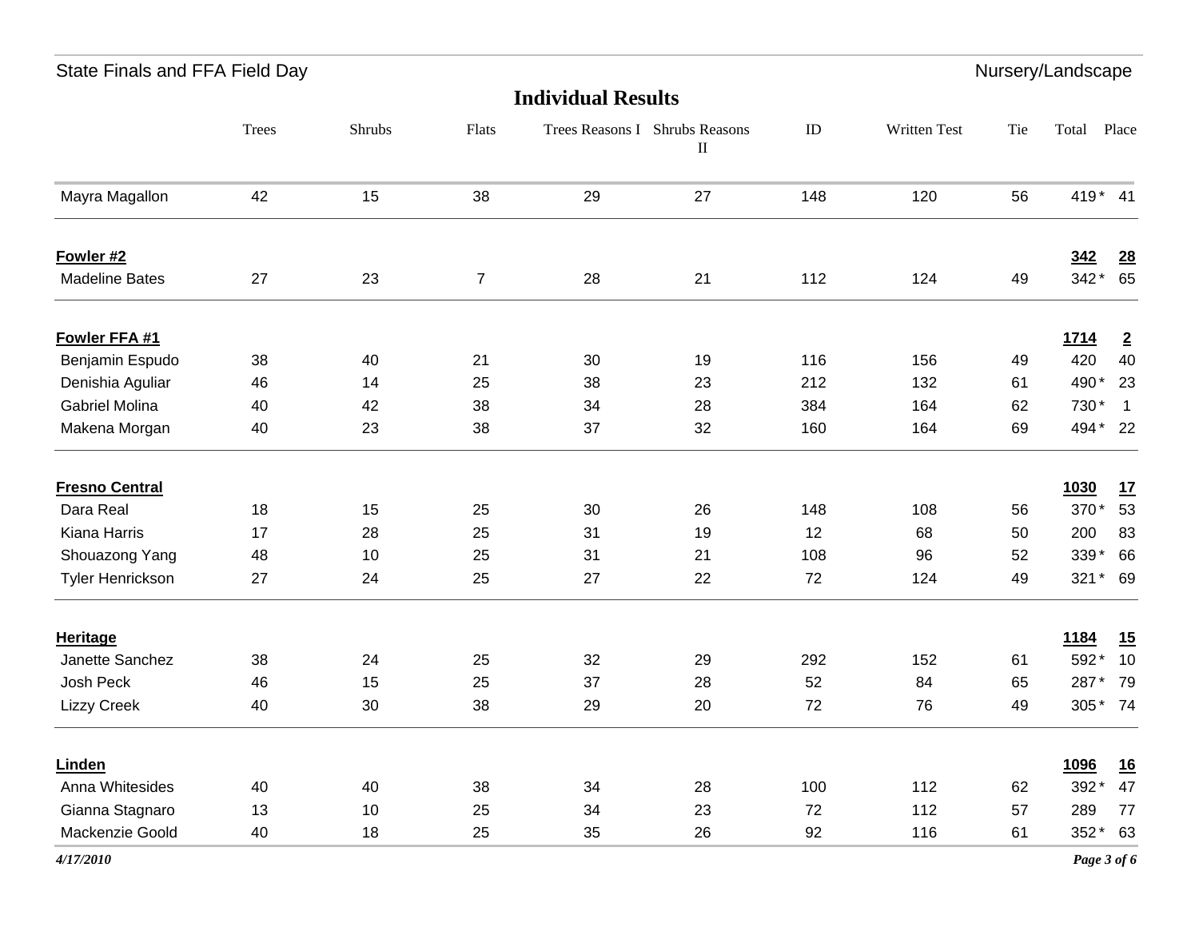## Individual Results

| | Trees | Shrubs | Flats | Trees Reasons I | Shrubs Reasons II | ID | Written Test | Tie | Total | Place |
|---|---|---|---|---|---|---|---|---|---|---|
| Mayra Magallon | 42 | 15 | 38 | 29 | 27 | 148 | 120 | 56 | 419 * | 41 |
| **Fowler #2** | | | | | | | | | **342** | **28** |
| Madeline Bates | 27 | 23 | 7 | 28 | 21 | 112 | 124 | 49 | 342 * | 65 |
| **Fowler FFA #1** | | | | | | | | | **1714** | **2** |
| Benjamin Espudo | 38 | 40 | 21 | 30 | 19 | 116 | 156 | 49 | 420 | 40 |
| Denishia Aguliar | 46 | 14 | 25 | 38 | 23 | 212 | 132 | 61 | 490 * | 23 |
| Gabriel Molina | 40 | 42 | 38 | 34 | 28 | 384 | 164 | 62 | 730 * | 1 |
| Makena Morgan | 40 | 23 | 38 | 37 | 32 | 160 | 164 | 69 | 494 * | 22 |
| **Fresno Central** | | | | | | | | | **1030** | **17** |
| Dara Real | 18 | 15 | 25 | 30 | 26 | 148 | 108 | 56 | 370 * | 53 |
| Kiana Harris | 17 | 28 | 25 | 31 | 19 | 12 | 68 | 50 | 200 | 83 |
| Shouazong Yang | 48 | 10 | 25 | 31 | 21 | 108 | 96 | 52 | 339 * | 66 |
| Tyler Henrickson | 27 | 24 | 25 | 27 | 22 | 72 | 124 | 49 | 321 * | 69 |
| **Heritage** | | | | | | | | | **1184** | **15** |
| Janette Sanchez | 38 | 24 | 25 | 32 | 29 | 292 | 152 | 61 | 592 * | 10 |
| Josh Peck | 46 | 15 | 25 | 37 | 28 | 52 | 84 | 65 | 287 * | 79 |
| Lizzy Creek | 40 | 30 | 38 | 29 | 20 | 72 | 76 | 49 | 305 * | 74 |
| **Linden** | | | | | | | | | **1096** | **16** |
| Anna Whitesides | 40 | 40 | 38 | 34 | 28 | 100 | 112 | 62 | 392 * | 47 |
| Gianna Stagnaro | 13 | 10 | 25 | 34 | 23 | 72 | 112 | 57 | 289 | 77 |
| Mackenzie Goold | 40 | 18 | 25 | 35 | 26 | 92 | 116 | 61 | 352 * | 63 |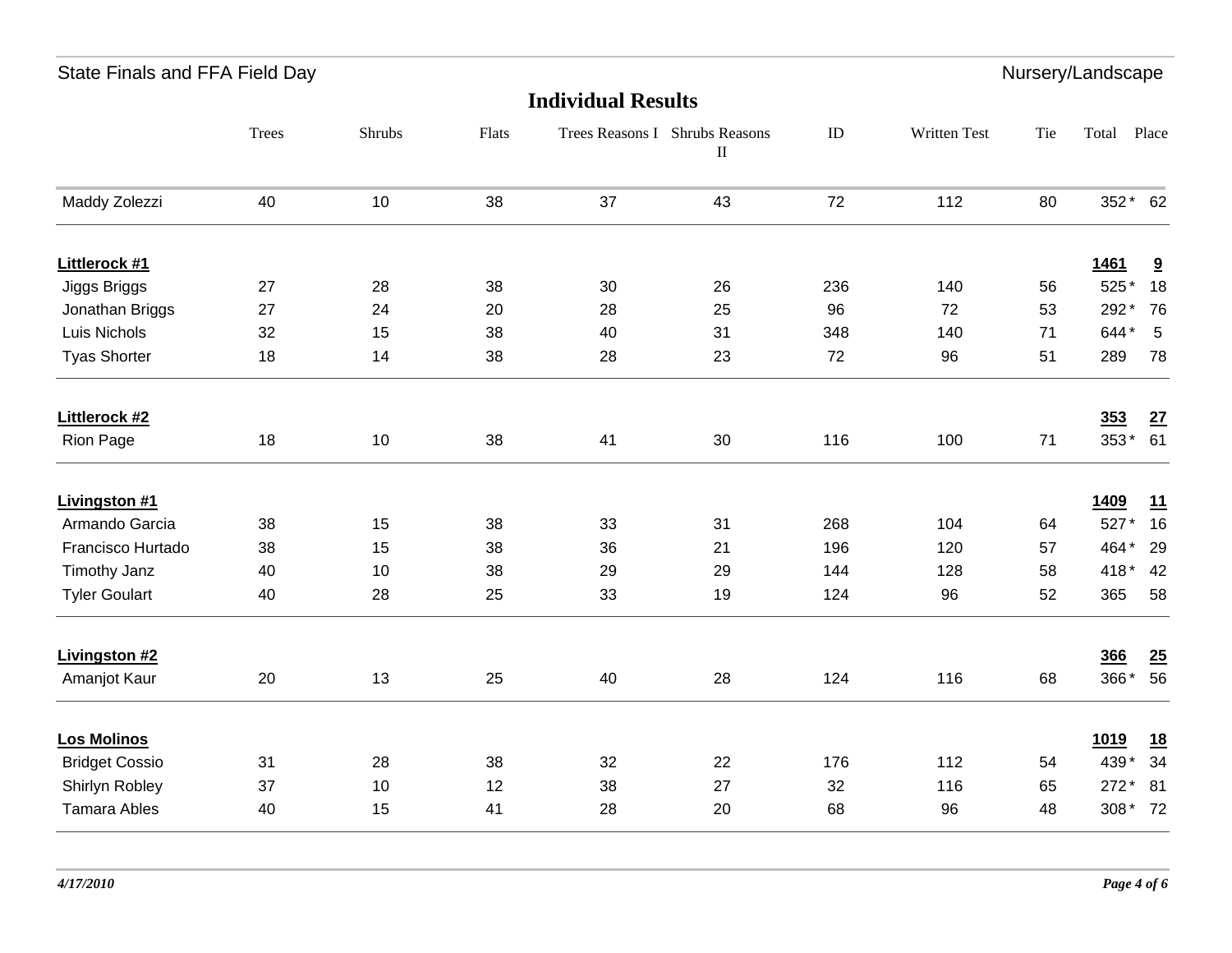## Individual Results

| | Trees | Shrubs | Flats | Trees Reasons I | Shrubs Reasons II | ID | Written Test | Tie | Total | Place |
|---|---|---|---|---|---|---|---|---|---|---|
| Maddy Zolezzi | 40 | 10 | 38 | 37 | 43 | 72 | 112 | 80 | 352 * | 62 |
| **Littlerock #1** | | | | | | | | | **1461** | **9** |
| Jiggs Briggs | 27 | 28 | 38 | 30 | 26 | 236 | 140 | 56 | 525 * | 18 |
| Jonathan Briggs | 27 | 24 | 20 | 28 | 25 | 96 | 72 | 53 | 292 * | 76 |
| Luis Nichols | 32 | 15 | 38 | 40 | 31 | 348 | 140 | 71 | 644 * | 5 |
| Tyas Shorter | 18 | 14 | 38 | 28 | 23 | 72 | 96 | 51 | 289 | 78 |
| **Littlerock #2** | | | | | | | | | **353** | **27** |
| Rion Page | 18 | 10 | 38 | 41 | 30 | 116 | 100 | 71 | 353 * | 61 |
| **Livingston #1** | | | | | | | | | **1409** | **11** |
| Armando Garcia | 38 | 15 | 38 | 33 | 31 | 268 | 104 | 64 | 527 * | 16 |
| Francisco Hurtado | 38 | 15 | 38 | 36 | 21 | 196 | 120 | 57 | 464 * | 29 |
| Timothy Janz | 40 | 10 | 38 | 29 | 29 | 144 | 128 | 58 | 418 * | 42 |
| Tyler Goulart | 40 | 28 | 25 | 33 | 19 | 124 | 96 | 52 | 365 | 58 |
| **Livingston #2** | | | | | | | | | **366** | **25** |
| Amanjot Kaur | 20 | 13 | 25 | 40 | 28 | 124 | 116 | 68 | 366 * | 56 |
| **Los Molinos** | | | | | | | | | **1019** | **18** |
| Bridget Cossio | 31 | 28 | 38 | 32 | 22 | 176 | 112 | 54 | 439 * | 34 |
| Shirlyn Robley | 37 | 10 | 12 | 38 | 27 | 32 | 116 | 65 | 272 * | 81 |
| Tamara Ables | 40 | 15 | 41 | 28 | 20 | 68 | 96 | 48 | 308 * | 72 |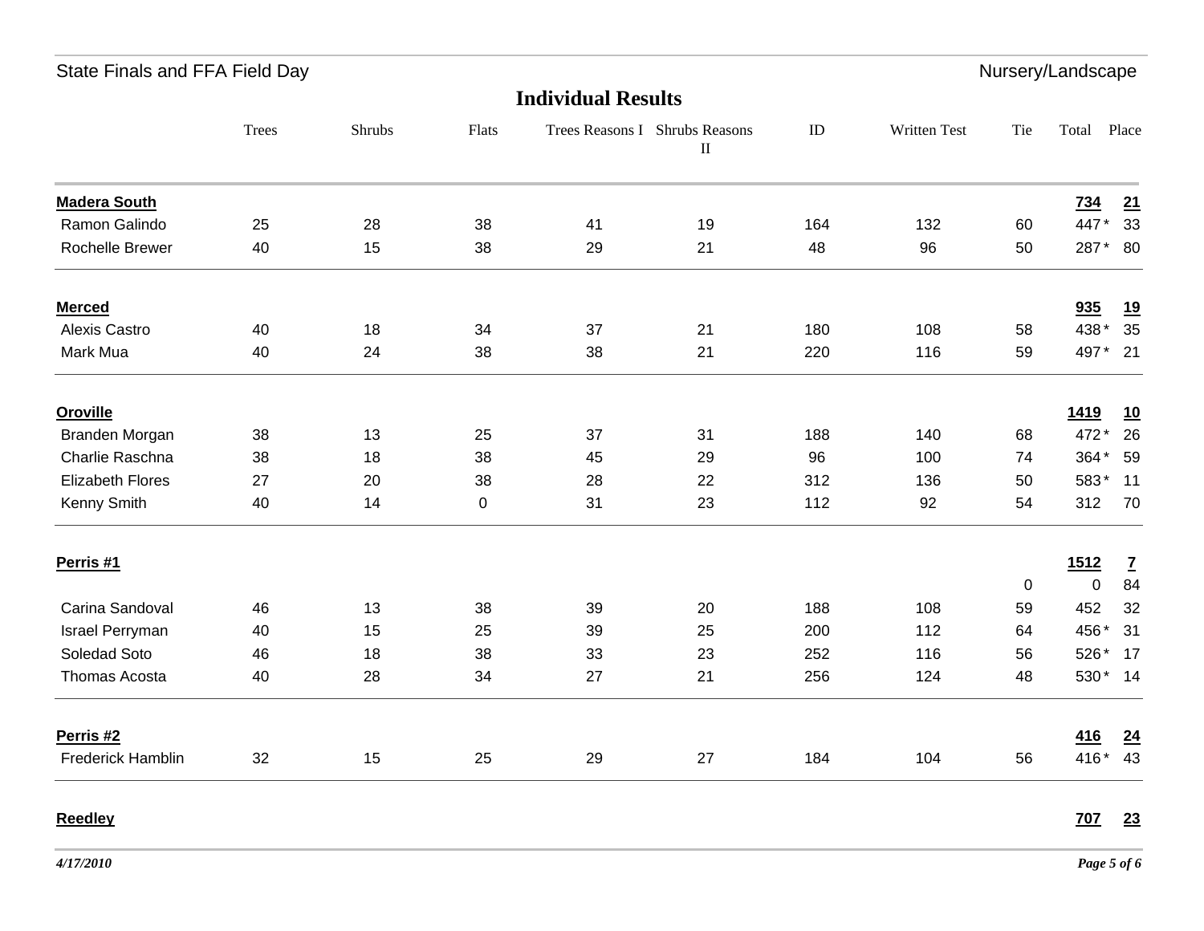State Finals and FFA Field Day — Nursery/Landscape

## Individual Results

| | Trees | Shrubs | Flats | Trees Reasons I | Shrubs Reasons II | ID | Written Test | Tie | Total | Place |
|---|---|---|---|---|---|---|---|---|---|---|
| **Madera South** | | | | | | | | | **734** | **21** |
| Ramon Galindo | 25 | 28 | 38 | 41 | 19 | 164 | 132 | 60 | 447 * | 33 |
| Rochelle Brewer | 40 | 15 | 38 | 29 | 21 | 48 | 96 | 50 | 287 * | 80 |
| **Merced** | | | | | | | | | **935** | **19** |
| Alexis Castro | 40 | 18 | 34 | 37 | 21 | 180 | 108 | 58 | 438 * | 35 |
| Mark Mua | 40 | 24 | 38 | 38 | 21 | 220 | 116 | 59 | 497 * | 21 |
| **Oroville** | | | | | | | | | **1419** | **10** |
| Branden Morgan | 38 | 13 | 25 | 37 | 31 | 188 | 140 | 68 | 472 * | 26 |
| Charlie Raschna | 38 | 18 | 38 | 45 | 29 | 96 | 100 | 74 | 364 * | 59 |
| Elizabeth Flores | 27 | 20 | 38 | 28 | 22 | 312 | 136 | 50 | 583 * | 11 |
| Kenny Smith | 40 | 14 | 0 | 31 | 23 | 112 | 92 | 54 | 312 | 70 |
| **Perris #1** | | | | | | | | | **1512** | **7** |
| | | | | | | | | 0 | 0 | 84 |
| Carina Sandoval | 46 | 13 | 38 | 39 | 20 | 188 | 108 | 59 | 452 | 32 |
| Israel Perryman | 40 | 15 | 25 | 39 | 25 | 200 | 112 | 64 | 456 * | 31 |
| Soledad Soto | 46 | 18 | 38 | 33 | 23 | 252 | 116 | 56 | 526 * | 17 |
| Thomas Acosta | 40 | 28 | 34 | 27 | 21 | 256 | 124 | 48 | 530 * | 14 |
| **Perris #2** | | | | | | | | | **416** | **24** |
| Frederick Hamblin | 32 | 15 | 25 | 29 | 27 | 184 | 104 | 56 | 416 * | 43 |
| **Reedley** | | | | | | | | | **707** | **23** |

*4/17/2010*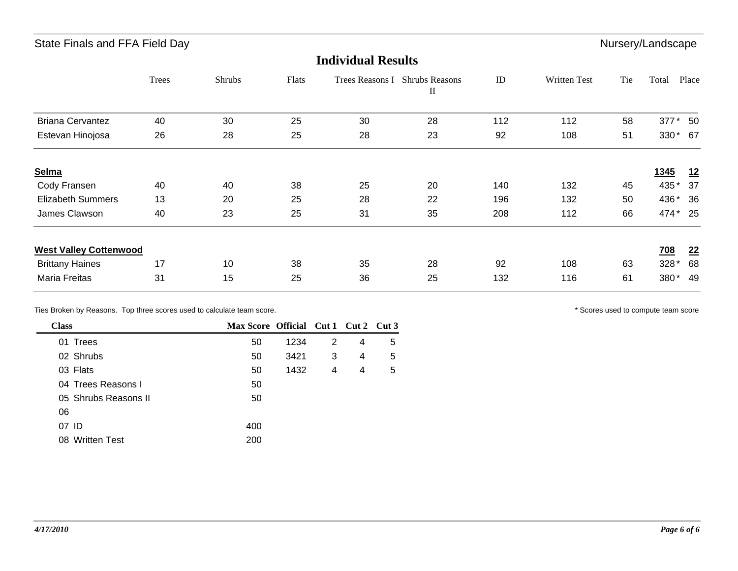## Individual Results

| | Trees | Shrubs | Flats | Trees Reasons I | Shrubs Reasons II | ID | Written Test | Tie | Total | Place |
|---|---|---|---|---|---|---|---|---|---|---|
| Briana Cervantez | 40 | 30 | 25 | 30 | 28 | 112 | 112 | 58 | 377 * | 50 |
| Estevan Hinojosa | 26 | 28 | 25 | 28 | 23 | 92 | 108 | 51 | 330 * | 67 |
| **Selma** | | | | | | | | | **1345** | **12** |
| Cody Fransen | 40 | 40 | 38 | 25 | 20 | 140 | 132 | 45 | 435 * | 37 |
| Elizabeth Summers | 13 | 20 | 25 | 28 | 22 | 196 | 132 | 50 | 436 * | 36 |
| James Clawson | 40 | 23 | 25 | 31 | 35 | 208 | 112 | 66 | 474 * | 25 |
| **West Valley Cottenwood** | | | | | | | | | **708** | **22** |
| Brittany Haines | 17 | 10 | 38 | 35 | 28 | 92 | 108 | 63 | 328 * | 68 |
| Maria Freitas | 31 | 15 | 25 | 36 | 25 | 132 | 116 | 61 | 380 * | 49 |

Ties Broken by Reasons. Top three scores used to calculate team score.

\* Scores used to compute team score

| Class | Max Score | Official | Cut 1 | Cut 2 | Cut 3 |
|---|---|---|---|---|---|
| 01 Trees | 50 | 1234 | 2 | 4 | 5 |
| 02 Shrubs | 50 | 3421 | 3 | 4 | 5 |
| 03 Flats | 50 | 1432 | 4 | 4 | 5 |
| 04 Trees Reasons I | 50 | | | | |
| 05 Shrubs Reasons II | 50 | | | | |
| 06 | | | | | |
| 07 ID | 400 | | | | |
| 08 Written Test | 200 | | | | |

*4/17/2010*